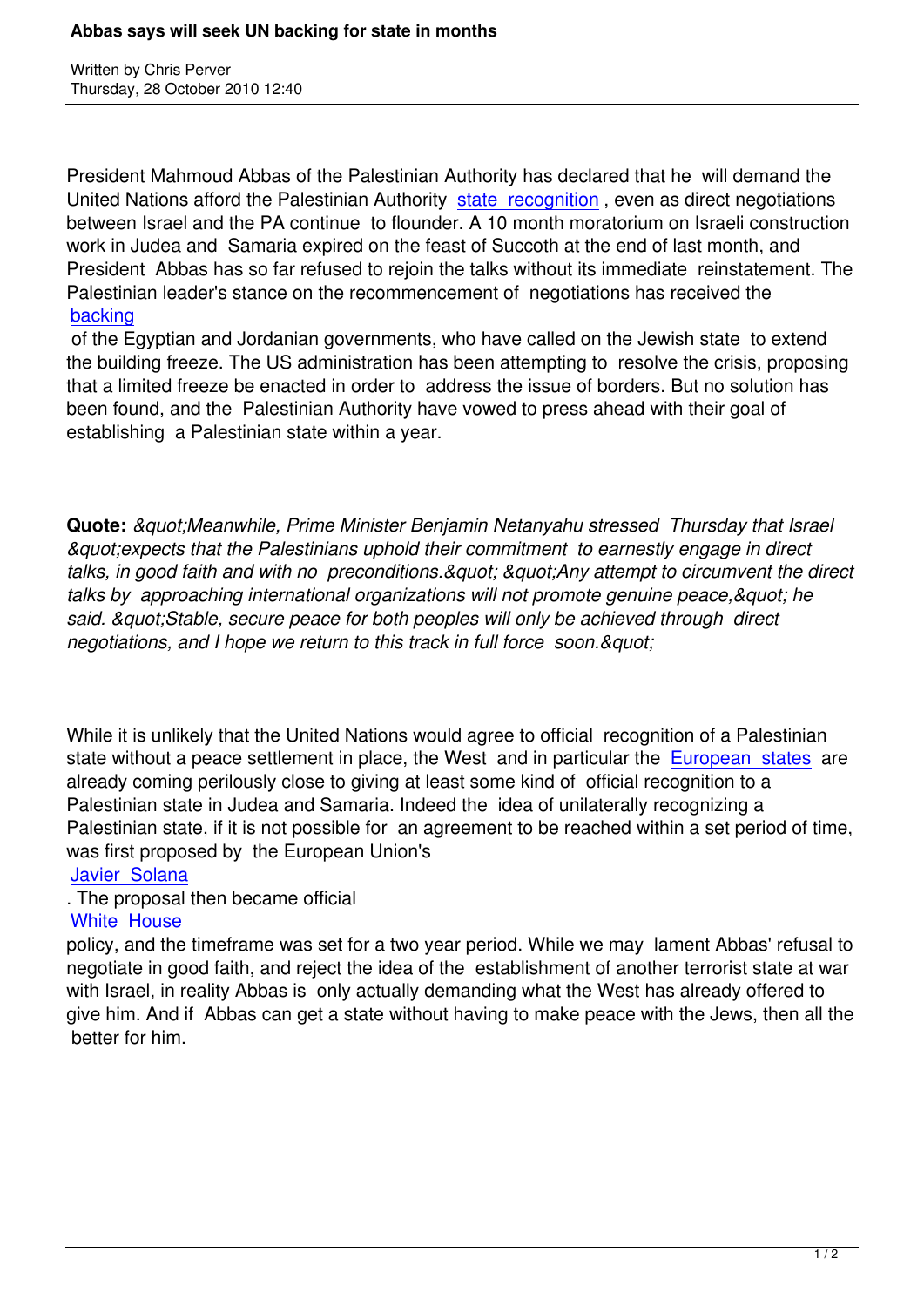President Mahmoud Abbas of the Palestinian Authority has declared that he will demand the United Nations afford the Palestinian Authority state recognition , even as direct negotiations between Israel and the PA continue to flounder. A 10 month moratorium on Israeli construction work in Judea and Samaria expired on the feast of Succoth at the end of last month, and President Abbas has so far refused to rejoin the talks without its immediate reinstatement. The Palestinian leader's stance on the recommencement of negotiations has received the backing of the Egyptian and Jordanian governments, who have called on the Jewish state to extend the building freeze. The US administration has been attempting to resolve the crisis, proposing that a limited freeze be enacted in order to address the issue of borders. But no solution has been found, and the Palestinian Authority have vowed to press ahead with their goal of establishing a Palestinian state within a year.

**Quote:** *&quot;Meanwhile, Prime Minister Benjamin Netanyahu stressed Thursday that Israel &quot;expects that the Palestinians uphold their commitment to earnestly engage in direct talks, in good faith and with no preconditions.&quot; &quot;Any attempt to circumvent the direct talks by approaching international organizations will not promote genuine peace,&quot; he said. &quot;Stable, secure peace for both peoples will only be achieved through direct negotiations, and I hope we return to this track in full force soon.&quot;*

While it is unlikely that the United Nations would agree to official recognition of a Palestinian state without a peace settlement in place, the West and in particular the European states are already coming perilously close to giving at least some kind of official recognition to a Palestinian state in Judea and Samaria. Indeed the idea of unilaterally recognizing a Palestinian state, if it is not possible for an agreement to be reached within a set period of time, was first proposed by the European Union's Javier Solana. The proposal then became official White House policy, and the timeframe was set for a two year period. While we may lament Abbas' refusal to negotiate in good faith, and reject the idea of the establishment of another terrorist state at war with Israel, in reality Abbas is only actually demanding what the West has already offered to give him. And if Abbas can get a state without having to make peace with the Jews, then all the better for him.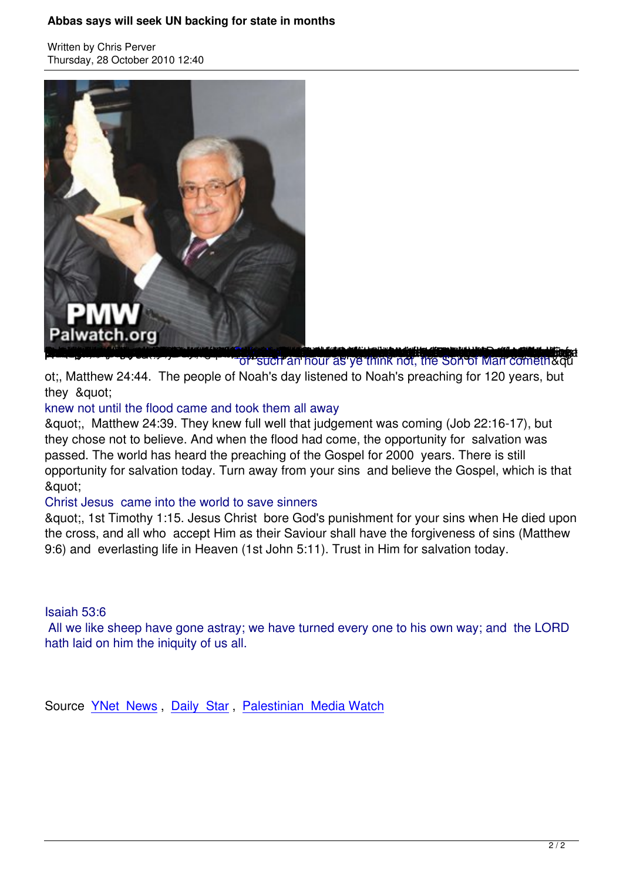of such an hour as ye think not, the Son of Man cometh&quot;, Matthew 24:44. The people of Noah's day listened to Noah's preaching for 120 years, but they &quot;

knew not until the flood came and took them all away

&quot;, Matthew 24:39. They knew full well that judgement was coming (Job 22:16-17), but they chose not to believe. And when the flood had come, the opportunity for salvation was passed. The world has heard the preaching of the Gospel for 2000 years. There is still opportunity for salvation today. Turn away from your sins and believe the Gospel, which is that &quot;

Christ Jesus came into the world to save sinners

&quot;, 1st Timothy 1:15. Jesus Christ bore God's punishment for your sins when He died upon the cross, and all who accept Him as their Saviour shall have the forgiveness of sins (Matthew 9:6) and everlasting life in Heaven (1st John 5:11). Trust in Him for salvation today.

Isaiah 53:6
All we like sheep have gone astray; we have turned every one to his own way; and the LORD hath laid on him the iniquity of us all.

Source YNet News , Daily Star , Palestinian Media Watch